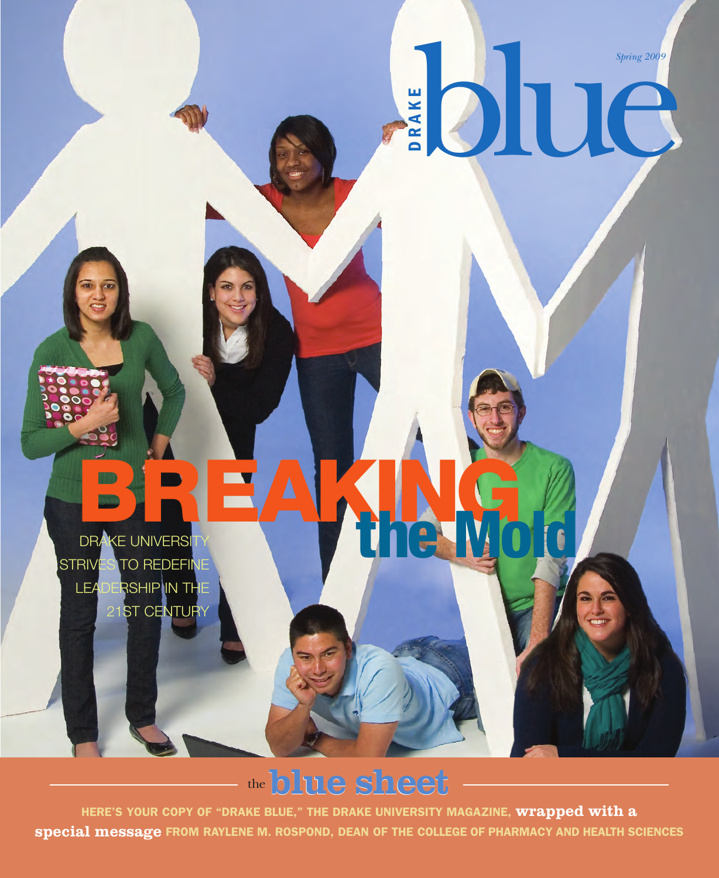Spring 2009

DRAKE **blue**

# BREAKING the Mold

DRAKE UNIVERSITY STRIVES TO REDEFINE LEADERSHIP IN THE 21ST CENTURY

## the blue sheet

HERE'S YOUR COPY OF "DRAKE BLUE," THE DRAKE UNIVERSITY MAGAZINE, **wrapped with a special message** FROM RAYLENE M. ROSPOND, DEAN OF THE COLLEGE OF PHARMACY AND HEALTH SCIENCES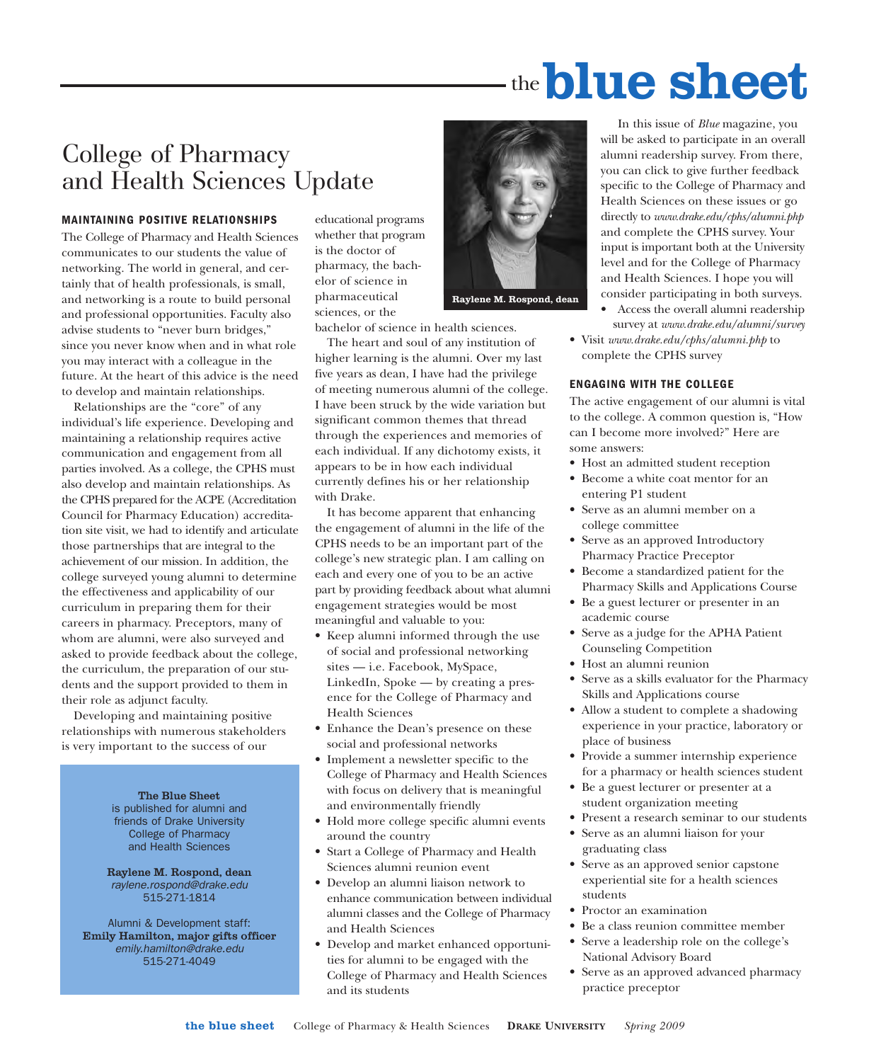# the blue sheet

## College of Pharmacy and Health Sciences Update

### MAINTAINING POSITIVE RELATIONSHIPS

The College of Pharmacy and Health Sciences communicates to our students the value of networking. The world in general, and certainly that of health professionals, is small, and networking is a route to build personal and professional opportunities. Faculty also advise students to "never burn bridges," since you never know when and in what role you may interact with a colleague in the future. At the heart of this advice is the need to develop and maintain relationships.

Relationships are the "core" of any individual's life experience. Developing and maintaining a relationship requires active communication and engagement from all parties involved. As a college, the CPHS must also develop and maintain relationships. As the CPHS prepared for the ACPE (Accreditation Council for Pharmacy Education) accreditation site visit, we had to identify and articulate those partnerships that are integral to the achievement of our mission. In addition, the college surveyed young alumni to determine the effectiveness and applicability of our curriculum in preparing them for their careers in pharmacy. Preceptors, many of whom are alumni, were also surveyed and asked to provide feedback about the college, the curriculum, the preparation of our students and the support provided to them in their role as adjunct faculty.

Developing and maintaining positive relationships with numerous stakeholders is very important to the success of our educational programs whether that program is the doctor of pharmacy, the bachelor of science in pharmaceutical sciences, or the bachelor of science in health sciences.

**Raylene M. Rospond, dean**

The heart and soul of any institution of higher learning is the alumni. Over my last five years as dean, I have had the privilege of meeting numerous alumni of the college. I have been struck by the wide variation but significant common themes that thread through the experiences and memories of each individual. If any dichotomy exists, it appears to be in how each individual currently defines his or her relationship with Drake.

It has become apparent that enhancing the engagement of alumni in the life of the CPHS needs to be an important part of the college's new strategic plan. I am calling on each and every one of you to be an active part by providing feedback about what alumni engagement strategies would be most meaningful and valuable to you:

- Keep alumni informed through the use of social and professional networking sites — i.e. Facebook, MySpace, LinkedIn, Spoke — by creating a presence for the College of Pharmacy and Health Sciences
- Enhance the Dean's presence on these social and professional networks
- Implement a newsletter specific to the College of Pharmacy and Health Sciences with focus on delivery that is meaningful and environmentally friendly
- Hold more college specific alumni events around the country
- Start a College of Pharmacy and Health Sciences alumni reunion event
- Develop an alumni liaison network to enhance communication between individual alumni classes and the College of Pharmacy and Health Sciences
- Develop and market enhanced opportunities for alumni to be engaged with the College of Pharmacy and Health Sciences and its students

In this issue of *Blue* magazine, you will be asked to participate in an overall alumni readership survey. From there, you can click to give further feedback specific to the College of Pharmacy and Health Sciences on these issues or go directly to *www.drake.edu/cphs/alumni.php* and complete the CPHS survey. Your input is important both at the University level and for the College of Pharmacy and Health Sciences. I hope you will consider participating in both surveys.

- Access the overall alumni readership survey at *www.drake.edu/alumni/survey*
- Visit *www.drake.edu/cphs/alumni.php* to complete the CPHS survey

### ENGAGING WITH THE COLLEGE

The active engagement of our alumni is vital to the college. A common question is, "How can I become more involved?" Here are some answers:

- Host an admitted student reception
- Become a white coat mentor for an entering P1 student
- Serve as an alumni member on a college committee
- Serve as an approved Introductory Pharmacy Practice Preceptor
- Become a standardized patient for the Pharmacy Skills and Applications Course
- Be a guest lecturer or presenter in an academic course
- Serve as a judge for the APHA Patient Counseling Competition
- Host an alumni reunion
- Serve as a skills evaluator for the Pharmacy Skills and Applications course
- Allow a student to complete a shadowing experience in your practice, laboratory or place of business
- Provide a summer internship experience for a pharmacy or health sciences student
- Be a guest lecturer or presenter at a student organization meeting
- Present a research seminar to our students
- Serve as an alumni liaison for your graduating class
- Serve as an approved senior capstone experiential site for a health sciences students
- Proctor an examination
- Be a class reunion committee member
- Serve a leadership role on the college's National Advisory Board
- Serve as an approved advanced pharmacy practice preceptor

---

**The Blue Sheet**
is published for alumni and friends of Drake University College of Pharmacy and Health Sciences

**Raylene M. Rospond, dean**
*raylene.rospond@drake.edu*
515-271-1814

Alumni & Development staff:
**Emily Hamilton, major gifts officer**
*emily.hamilton@drake.edu*
515-271-4049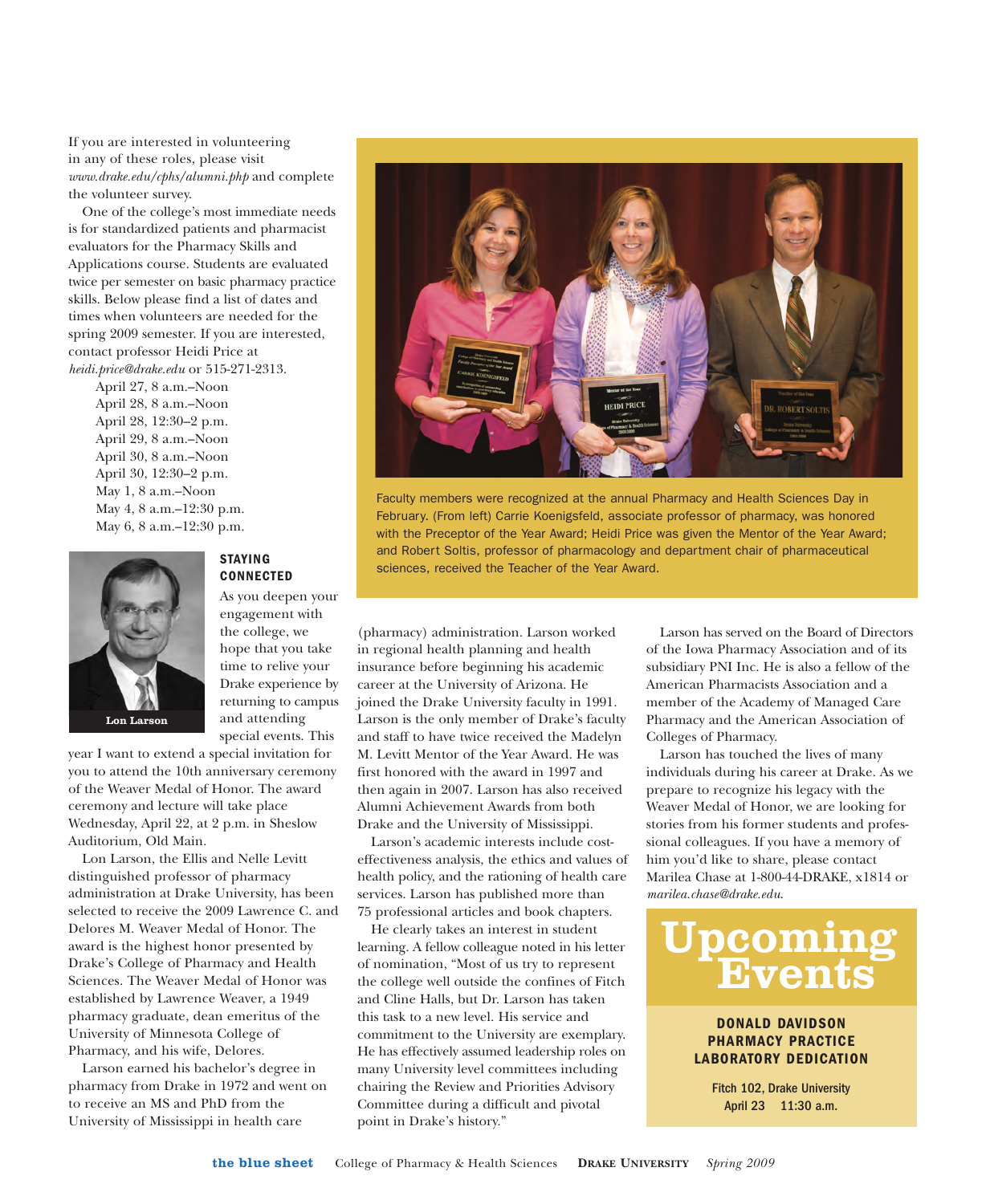If you are interested in volunteering in any of these roles, please visit *www.drake.edu/cphs/alumni.php* and complete the volunteer survey.

One of the college's most immediate needs is for standardized patients and pharmacist evaluators for the Pharmacy Skills and Applications course. Students are evaluated twice per semester on basic pharmacy practice skills. Below please find a list of dates and times when volunteers are needed for the spring 2009 semester. If you are interested, contact professor Heidi Price at *heidi.price@drake.edu* or 515-271-2313.

- April 27, 8 a.m.–Noon
- April 28, 8 a.m.–Noon
- April 28, 12:30–2 p.m.
- April 29, 8 a.m.–Noon
- April 30, 8 a.m.–Noon
- April 30, 12:30–2 p.m.
- May 1, 8 a.m.–Noon
- May 4, 8 a.m.–12:30 p.m.
- May 6, 8 a.m.–12:30 p.m.

Faculty members were recognized at the annual Pharmacy and Health Sciences Day in February. (From left) Carrie Koenigsfeld, associate professor of pharmacy, was honored with the Preceptor of the Year Award; Heidi Price was given the Mentor of the Year Award; and Robert Soltis, professor of pharmacology and department chair of pharmaceutical sciences, received the Teacher of the Year Award.

## STAYING CONNECTED

Lon Larson

As you deepen your engagement with the college, we hope that you take time to relive your Drake experience by returning to campus and attending special events. This year I want to extend a special invitation for you to attend the 10th anniversary ceremony of the Weaver Medal of Honor. The award ceremony and lecture will take place Wednesday, April 22, at 2 p.m. in Sheslow Auditorium, Old Main.

Lon Larson, the Ellis and Nelle Levitt distinguished professor of pharmacy administration at Drake University, has been selected to receive the 2009 Lawrence C. and Delores M. Weaver Medal of Honor. The award is the highest honor presented by Drake's College of Pharmacy and Health Sciences. The Weaver Medal of Honor was established by Lawrence Weaver, a 1949 pharmacy graduate, dean emeritus of the University of Minnesota College of Pharmacy, and his wife, Delores.

Larson earned his bachelor's degree in pharmacy from Drake in 1972 and went on to receive an MS and PhD from the University of Mississippi in health care (pharmacy) administration. Larson worked in regional health planning and health insurance before beginning his academic career at the University of Arizona. He joined the Drake University faculty in 1991. Larson is the only member of Drake's faculty and staff to have twice received the Madelyn M. Levitt Mentor of the Year Award. He was first honored with the award in 1997 and then again in 2007. Larson has also received Alumni Achievement Awards from both Drake and the University of Mississippi.

Larson's academic interests include cost-effectiveness analysis, the ethics and values of health policy, and the rationing of health care services. Larson has published more than 75 professional articles and book chapters.

He clearly takes an interest in student learning. A fellow colleague noted in his letter of nomination, "Most of us try to represent the college well outside the confines of Fitch and Cline Halls, but Dr. Larson has taken this task to a new level. His service and commitment to the University are exemplary. He has effectively assumed leadership roles on many University level committees including chairing the Review and Priorities Advisory Committee during a difficult and pivotal point in Drake's history."

Larson has served on the Board of Directors of the Iowa Pharmacy Association and of its subsidiary PNI Inc. He is also a fellow of the American Pharmacists Association and a member of the Academy of Managed Care Pharmacy and the American Association of Colleges of Pharmacy.

Larson has touched the lives of many individuals during his career at Drake. As we prepare to recognize his legacy with the Weaver Medal of Honor, we are looking for stories from his former students and professional colleagues. If you have a memory of him you'd like to share, please contact Marilea Chase at 1-800-44-DRAKE, x1814 or *marilea.chase@drake.edu.*

## Upcoming Events

**DONALD DAVIDSON PHARMACY PRACTICE LABORATORY DEDICATION**

**Fitch 102, Drake University**
**April 23 11:30 a.m.**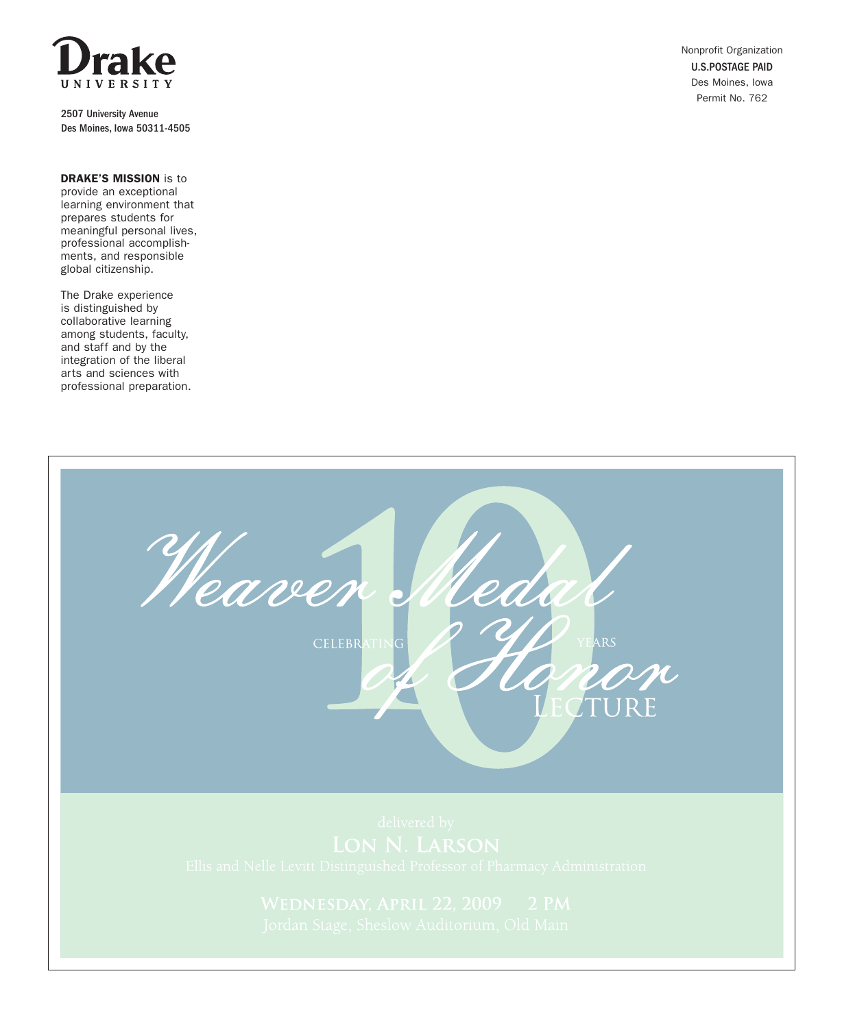**Drake**
UNIVERSITY

2507 University Avenue
Des Moines, Iowa 50311-4505

Nonprofit Organization
U.S.POSTAGE PAID
Des Moines, Iowa
Permit No. 762

**DRAKE'S MISSION** is to provide an exceptional learning environment that prepares students for meaningful personal lives, professional accomplishments, and responsible global citizenship.

The Drake experience is distinguished by collaborative learning among students, faculty, and staff and by the integration of the liberal arts and sciences with professional preparation.

# *Weaver Medal of Honor* Lecture

CELEBRATING 10 YEARS

delivered by

## Lon N. Larson

Ellis and Nelle Levitt Distinguished Professor of Pharmacy Administration

**Wednesday, April 22, 2009 2 PM**

Jordan Stage, Sheslow Auditorium, Old Main